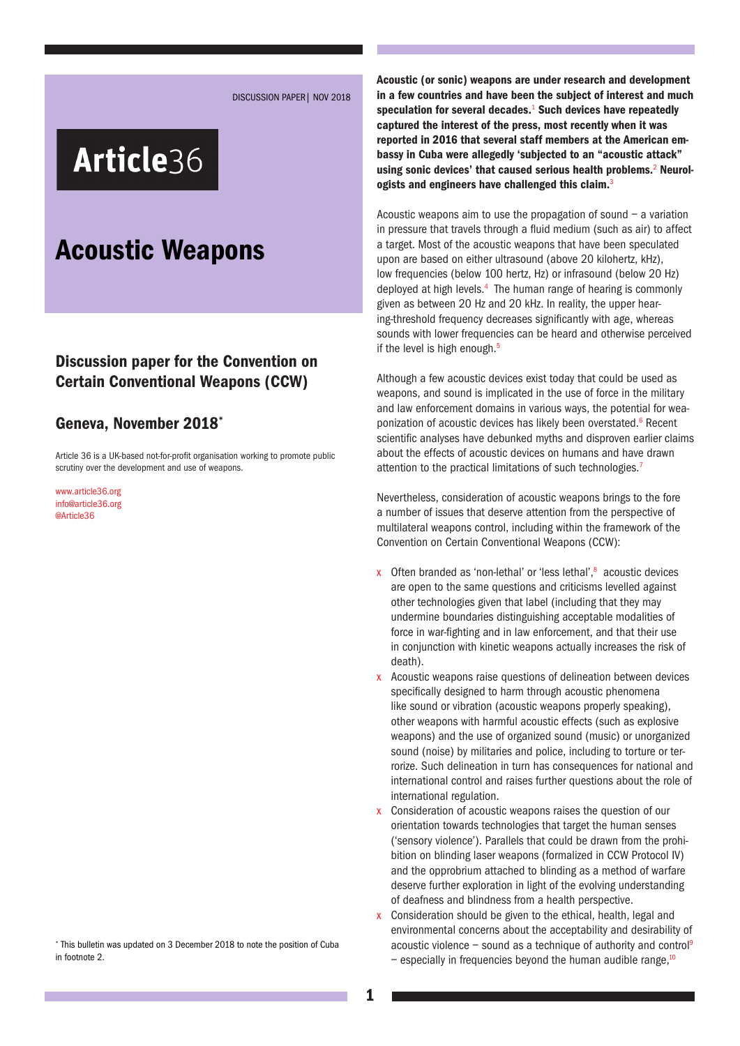DISCUSSION PAPER | NOV 2018

Article36

# Acoustic Weapons

## Discussion paper for the Convention on Certain Conventional Weapons (CCW)

## Geneva, November 2018*

Article 36 is a UK-based not-for-profit organisation working to promote public scrutiny over the development and use of weapons.

www.article36.org
info@article36.org
@Article36

**Acoustic (or sonic) weapons are under research and development in a few countries and have been the subject of interest and much speculation for several decades.[1] Such devices have repeatedly captured the interest of the press, most recently when it was reported in 2016 that several staff members at the American embassy in Cuba were allegedly 'subjected to an "acoustic attack" using sonic devices' that caused serious health problems.[2] Neurologists and engineers have challenged this claim.[3]**

Acoustic weapons aim to use the propagation of sound – a variation in pressure that travels through a fluid medium (such as air) to affect a target. Most of the acoustic weapons that have been speculated upon are based on either ultrasound (above 20 kilohertz, kHz), low frequencies (below 100 hertz, Hz) or infrasound (below 20 Hz) deployed at high levels.[4] The human range of hearing is commonly given as between 20 Hz and 20 kHz. In reality, the upper hearing-threshold frequency decreases significantly with age, whereas sounds with lower frequencies can be heard and otherwise perceived if the level is high enough.[5]

Although a few acoustic devices exist today that could be used as weapons, and sound is implicated in the use of force in the military and law enforcement domains in various ways, the potential for weaponization of acoustic devices has likely been overstated.[6] Recent scientific analyses have debunked myths and disproven earlier claims about the effects of acoustic devices on humans and have drawn attention to the practical limitations of such technologies.[7]

Nevertheless, consideration of acoustic weapons brings to the fore a number of issues that deserve attention from the perspective of multilateral weapons control, including within the framework of the Convention on Certain Conventional Weapons (CCW):

- Often branded as 'non-lethal' or 'less lethal',[8] acoustic devices are open to the same questions and criticisms levelled against other technologies given that label (including that they may undermine boundaries distinguishing acceptable modalities of force in war-fighting and in law enforcement, and that their use in conjunction with kinetic weapons actually increases the risk of death).
- Acoustic weapons raise questions of delineation between devices specifically designed to harm through acoustic phenomena like sound or vibration (acoustic weapons properly speaking), other weapons with harmful acoustic effects (such as explosive weapons) and the use of organized sound (music) or unorganized sound (noise) by militaries and police, including to torture or terrorize. Such delineation in turn has consequences for national and international control and raises further questions about the role of international regulation.
- Consideration of acoustic weapons raises the question of our orientation towards technologies that target the human senses ('sensory violence'). Parallels that could be drawn from the prohibition on blinding laser weapons (formalized in CCW Protocol IV) and the opprobrium attached to blinding as a method of warfare deserve further exploration in light of the evolving understanding of deafness and blindness from a health perspective.
- Consideration should be given to the ethical, health, legal and environmental concerns about the acceptability and desirability of acoustic violence – sound as a technique of authority and control[9] – especially in frequencies beyond the human audible range,[10]

\* This bulletin was updated on 3 December 2018 to note the position of Cuba in footnote 2.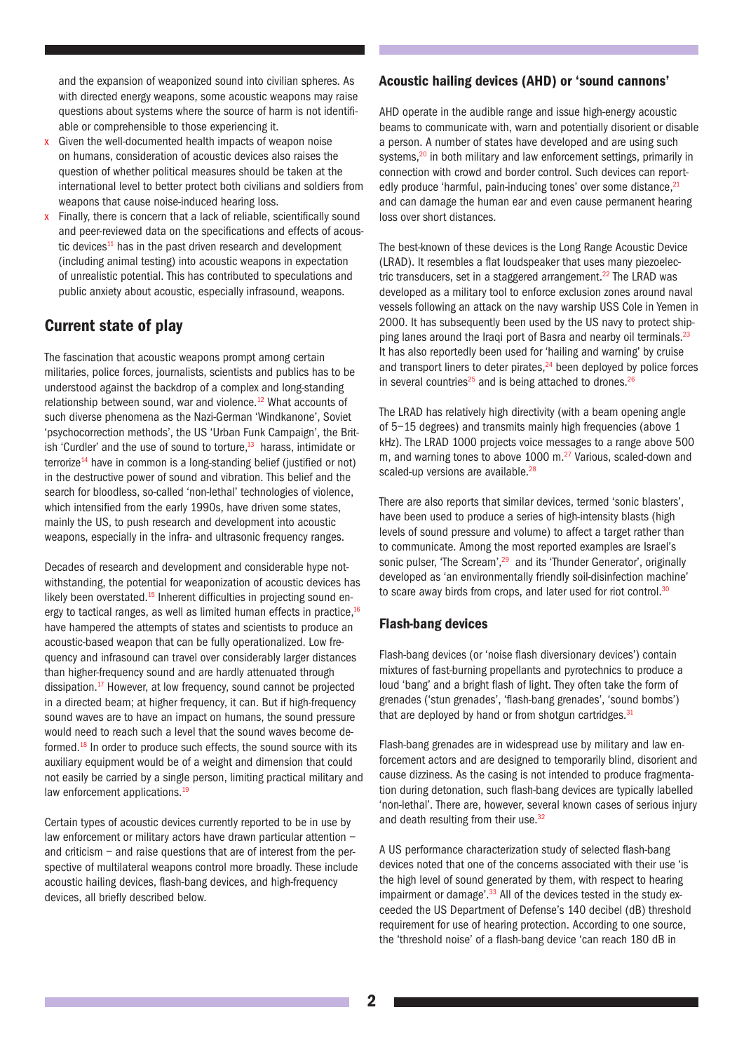and the expansion of weaponized sound into civilian spheres. As with directed energy weapons, some acoustic weapons may raise questions about systems where the source of harm is not identifiable or comprehensible to those experiencing it.

- Given the well-documented health impacts of weapon noise on humans, consideration of acoustic devices also raises the question of whether political measures should be taken at the international level to better protect both civilians and soldiers from weapons that cause noise-induced hearing loss.
- Finally, there is concern that a lack of reliable, scientifically sound and peer-reviewed data on the specifications and effects of acoustic devices[11] has in the past driven research and development (including animal testing) into acoustic weapons in expectation of unrealistic potential. This has contributed to speculations and public anxiety about acoustic, especially infrasound, weapons.

## Current state of play

The fascination that acoustic weapons prompt among certain militaries, police forces, journalists, scientists and publics has to be understood against the backdrop of a complex and long-standing relationship between sound, war and violence.[12] What accounts of such diverse phenomena as the Nazi-German 'Windkanone', Soviet 'psychocorrection methods', the US 'Urban Funk Campaign', the British 'Curdler' and the use of sound to torture,[13] harass, intimidate or terrorize[14] have in common is a long-standing belief (justified or not) in the destructive power of sound and vibration. This belief and the search for bloodless, so-called 'non-lethal' technologies of violence, which intensified from the early 1990s, have driven some states, mainly the US, to push research and development into acoustic weapons, especially in the infra- and ultrasonic frequency ranges.

Decades of research and development and considerable hype notwithstanding, the potential for weaponization of acoustic devices has likely been overstated.[15] Inherent difficulties in projecting sound energy to tactical ranges, as well as limited human effects in practice,[16] have hampered the attempts of states and scientists to produce an acoustic-based weapon that can be fully operationalized. Low frequency and infrasound can travel over considerably larger distances than higher-frequency sound and are hardly attenuated through dissipation.[17] However, at low frequency, sound cannot be projected in a directed beam; at higher frequency, it can. But if high-frequency sound waves are to have an impact on humans, the sound pressure would need to reach such a level that the sound waves become deformed.[18] In order to produce such effects, the sound source with its auxiliary equipment would be of a weight and dimension that could not easily be carried by a single person, limiting practical military and law enforcement applications.[19]

Certain types of acoustic devices currently reported to be in use by law enforcement or military actors have drawn particular attention – and criticism – and raise questions that are of interest from the perspective of multilateral weapons control more broadly. These include acoustic hailing devices, flash-bang devices, and high-frequency devices, all briefly described below.

### Acoustic hailing devices (AHD) or 'sound cannons'

AHD operate in the audible range and issue high-energy acoustic beams to communicate with, warn and potentially disorient or disable a person. A number of states have developed and are using such systems,[20] in both military and law enforcement settings, primarily in connection with crowd and border control. Such devices can reportedly produce 'harmful, pain-inducing tones' over some distance,[21] and can damage the human ear and even cause permanent hearing loss over short distances.

The best-known of these devices is the Long Range Acoustic Device (LRAD). It resembles a flat loudspeaker that uses many piezoelectric transducers, set in a staggered arrangement.[22] The LRAD was developed as a military tool to enforce exclusion zones around naval vessels following an attack on the navy warship USS Cole in Yemen in 2000. It has subsequently been used by the US navy to protect shipping lanes around the Iraqi port of Basra and nearby oil terminals.[23] It has also reportedly been used for 'hailing and warning' by cruise and transport liners to deter pirates,[24] been deployed by police forces in several countries[25] and is being attached to drones.[26]

The LRAD has relatively high directivity (with a beam opening angle of 5–15 degrees) and transmits mainly high frequencies (above 1 kHz). The LRAD 1000 projects voice messages to a range above 500 m, and warning tones to above 1000 m.[27] Various, scaled-down and scaled-up versions are available.[28]

There are also reports that similar devices, termed 'sonic blasters', have been used to produce a series of high-intensity blasts (high levels of sound pressure and volume) to affect a target rather than to communicate. Among the most reported examples are Israel's sonic pulser, 'The Scream',[29] and its 'Thunder Generator', originally developed as 'an environmentally friendly soil-disinfection machine' to scare away birds from crops, and later used for riot control.[30]

### Flash-bang devices

Flash-bang devices (or 'noise flash diversionary devices') contain mixtures of fast-burning propellants and pyrotechnics to produce a loud 'bang' and a bright flash of light. They often take the form of grenades ('stun grenades', 'flash-bang grenades', 'sound bombs') that are deployed by hand or from shotgun cartridges.[31]

Flash-bang grenades are in widespread use by military and law enforcement actors and are designed to temporarily blind, disorient and cause dizziness. As the casing is not intended to produce fragmentation during detonation, such flash-bang devices are typically labelled 'non-lethal'. There are, however, several known cases of serious injury and death resulting from their use.[32]

A US performance characterization study of selected flash-bang devices noted that one of the concerns associated with their use 'is the high level of sound generated by them, with respect to hearing impairment or damage'.[33] All of the devices tested in the study exceeded the US Department of Defense's 140 decibel (dB) threshold requirement for use of hearing protection. According to one source, the 'threshold noise' of a flash-bang device 'can reach 180 dB in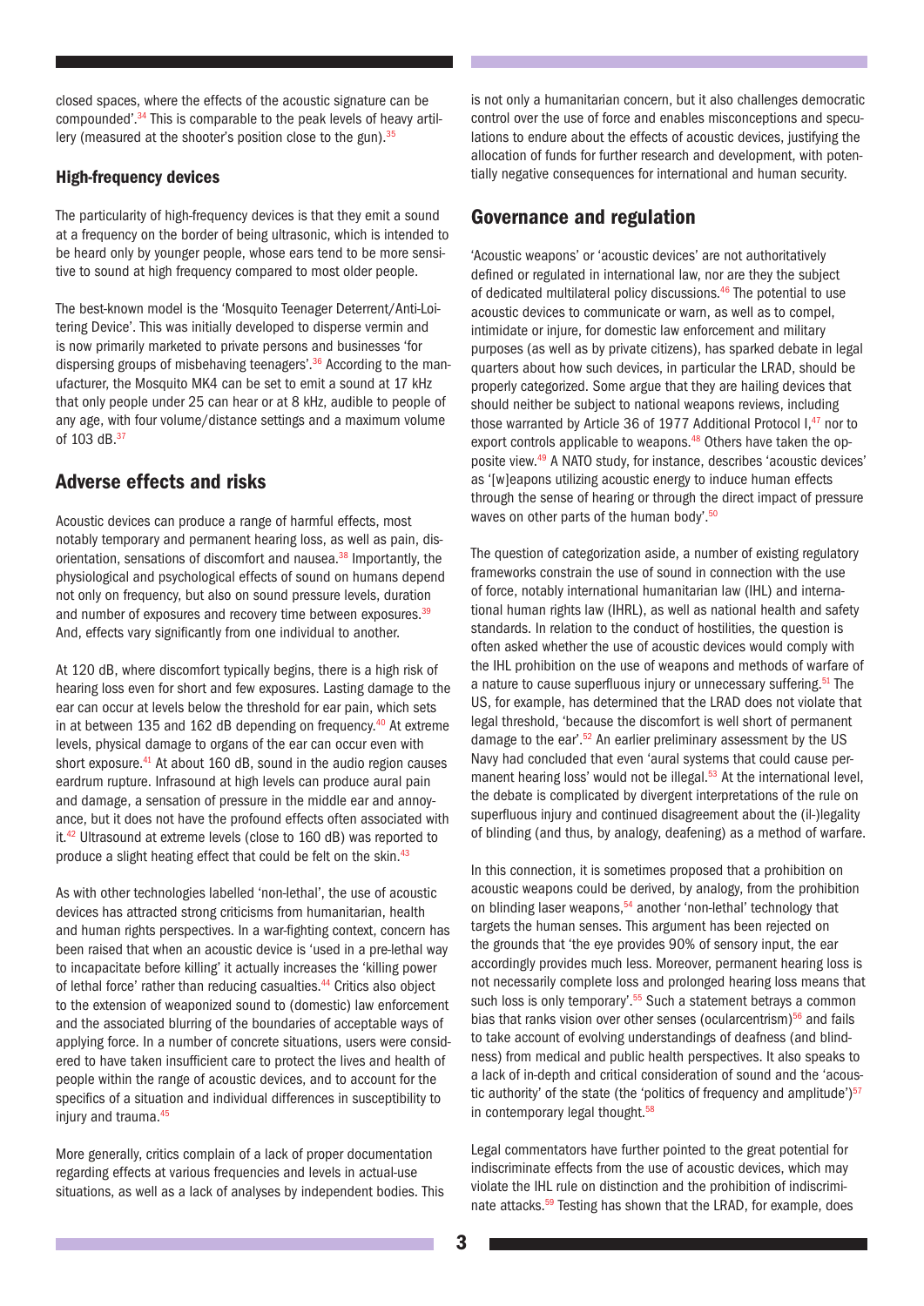closed spaces, where the effects of the acoustic signature can be compounded'.[34] This is comparable to the peak levels of heavy artillery (measured at the shooter's position close to the gun).[35]

### High-frequency devices

The particularity of high-frequency devices is that they emit a sound at a frequency on the border of being ultrasonic, which is intended to be heard only by younger people, whose ears tend to be more sensitive to sound at high frequency compared to most older people.

The best-known model is the 'Mosquito Teenager Deterrent/Anti-Loitering Device'. This was initially developed to disperse vermin and is now primarily marketed to private persons and businesses 'for dispersing groups of misbehaving teenagers'.[36] According to the manufacturer, the Mosquito MK4 can be set to emit a sound at 17 kHz that only people under 25 can hear or at 8 kHz, audible to people of any age, with four volume/distance settings and a maximum volume of 103 dB.[37]

## Adverse effects and risks

Acoustic devices can produce a range of harmful effects, most notably temporary and permanent hearing loss, as well as pain, disorientation, sensations of discomfort and nausea.[38] Importantly, the physiological and psychological effects of sound on humans depend not only on frequency, but also on sound pressure levels, duration and number of exposures and recovery time between exposures.[39] And, effects vary significantly from one individual to another.

At 120 dB, where discomfort typically begins, there is a high risk of hearing loss even for short and few exposures. Lasting damage to the ear can occur at levels below the threshold for ear pain, which sets in at between 135 and 162 dB depending on frequency.[40] At extreme levels, physical damage to organs of the ear can occur even with short exposure.[41] At about 160 dB, sound in the audio region causes eardrum rupture. Infrasound at high levels can produce aural pain and damage, a sensation of pressure in the middle ear and annoyance, but it does not have the profound effects often associated with it.[42] Ultrasound at extreme levels (close to 160 dB) was reported to produce a slight heating effect that could be felt on the skin.[43]

As with other technologies labelled 'non-lethal', the use of acoustic devices has attracted strong criticisms from humanitarian, health and human rights perspectives. In a war-fighting context, concern has been raised that when an acoustic device is 'used in a pre-lethal way to incapacitate before killing' it actually increases the 'killing power of lethal force' rather than reducing casualties.[44] Critics also object to the extension of weaponized sound to (domestic) law enforcement and the associated blurring of the boundaries of acceptable ways of applying force. In a number of concrete situations, users were considered to have taken insufficient care to protect the lives and health of people within the range of acoustic devices, and to account for the specifics of a situation and individual differences in susceptibility to injury and trauma.[45]

More generally, critics complain of a lack of proper documentation regarding effects at various frequencies and levels in actual-use situations, as well as a lack of analyses by independent bodies. This is not only a humanitarian concern, but it also challenges democratic control over the use of force and enables misconceptions and speculations to endure about the effects of acoustic devices, justifying the allocation of funds for further research and development, with potentially negative consequences for international and human security.

## Governance and regulation

'Acoustic weapons' or 'acoustic devices' are not authoritatively defined or regulated in international law, nor are they the subject of dedicated multilateral policy discussions.[46] The potential to use acoustic devices to communicate or warn, as well as to compel, intimidate or injure, for domestic law enforcement and military purposes (as well as by private citizens), has sparked debate in legal quarters about how such devices, in particular the LRAD, should be properly categorized. Some argue that they are hailing devices that should neither be subject to national weapons reviews, including those warranted by Article 36 of 1977 Additional Protocol I,[47] nor to export controls applicable to weapons.[48] Others have taken the opposite view.[49] A NATO study, for instance, describes 'acoustic devices' as '[w]eapons utilizing acoustic energy to induce human effects through the sense of hearing or through the direct impact of pressure waves on other parts of the human body'.[50]

The question of categorization aside, a number of existing regulatory frameworks constrain the use of sound in connection with the use of force, notably international humanitarian law (IHL) and international human rights law (IHRL), as well as national health and safety standards. In relation to the conduct of hostilities, the question is often asked whether the use of acoustic devices would comply with the IHL prohibition on the use of weapons and methods of warfare of a nature to cause superfluous injury or unnecessary suffering.[51] The US, for example, has determined that the LRAD does not violate that legal threshold, 'because the discomfort is well short of permanent damage to the ear'.[52] An earlier preliminary assessment by the US Navy had concluded that even 'aural systems that could cause permanent hearing loss' would not be illegal.[53] At the international level, the debate is complicated by divergent interpretations of the rule on superfluous injury and continued disagreement about the (il-)legality of blinding (and thus, by analogy, deafening) as a method of warfare.

In this connection, it is sometimes proposed that a prohibition on acoustic weapons could be derived, by analogy, from the prohibition on blinding laser weapons,[54] another 'non-lethal' technology that targets the human senses. This argument has been rejected on the grounds that 'the eye provides 90% of sensory input, the ear accordingly provides much less. Moreover, permanent hearing loss is not necessarily complete loss and prolonged hearing loss means that such loss is only temporary'.[55] Such a statement betrays a common bias that ranks vision over other senses (ocularcentrism)[56] and fails to take account of evolving understandings of deafness (and blindness) from medical and public health perspectives. It also speaks to a lack of in-depth and critical consideration of sound and the 'acoustic authority' of the state (the 'politics of frequency and amplitude')[57] in contemporary legal thought.[58]

Legal commentators have further pointed to the great potential for indiscriminate effects from the use of acoustic devices, which may violate the IHL rule on distinction and the prohibition of indiscriminate attacks.[59] Testing has shown that the LRAD, for example, does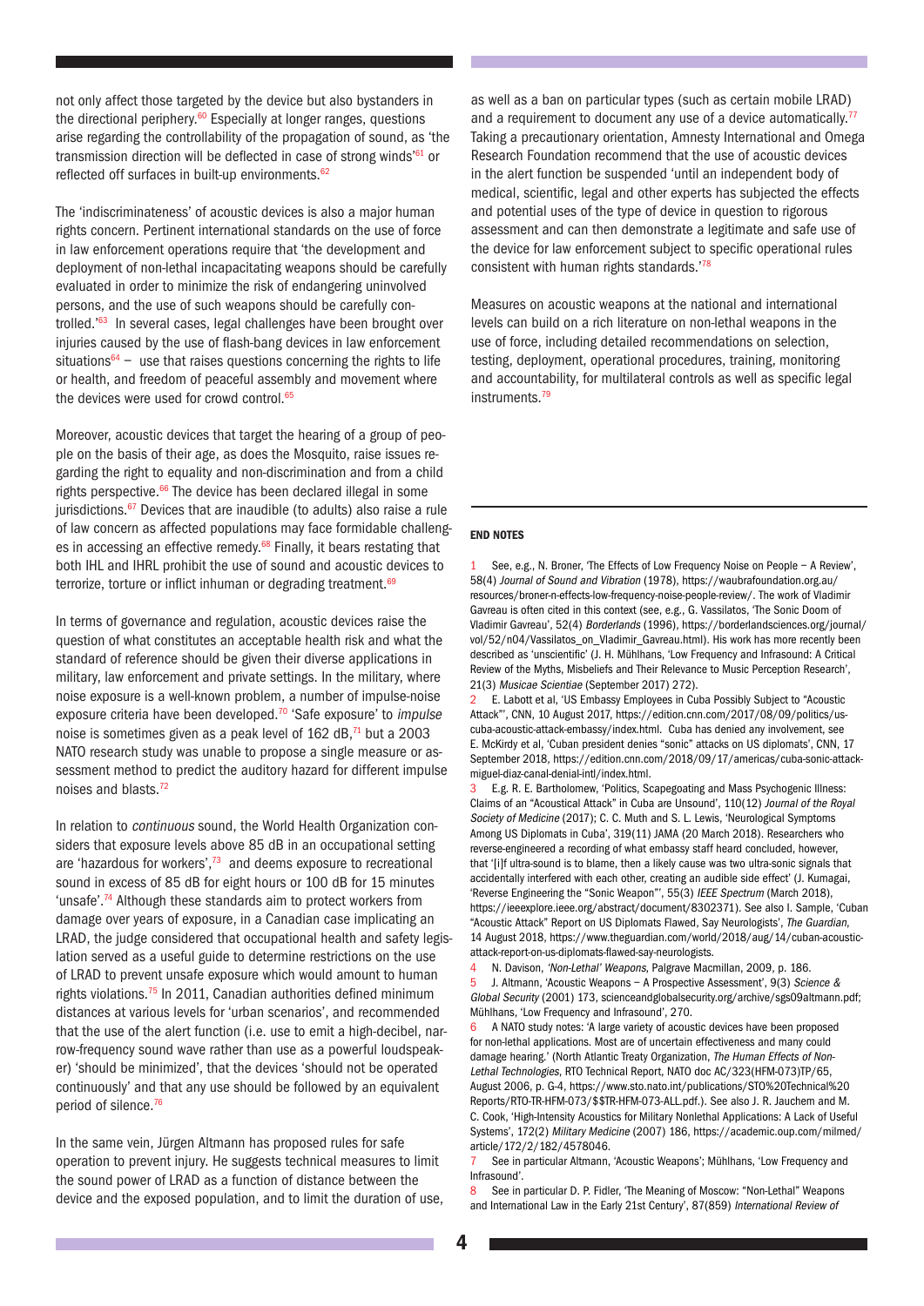not only affect those targeted by the device but also bystanders in the directional periphery.[60] Especially at longer ranges, questions arise regarding the controllability of the propagation of sound, as 'the transmission direction will be deflected in case of strong winds'[61] or reflected off surfaces in built-up environments.[62]

The 'indiscriminateness' of acoustic devices is also a major human rights concern. Pertinent international standards on the use of force in law enforcement operations require that 'the development and deployment of non-lethal incapacitating weapons should be carefully evaluated in order to minimize the risk of endangering uninvolved persons, and the use of such weapons should be carefully controlled.'[63] In several cases, legal challenges have been brought over injuries caused by the use of flash-bang devices in law enforcement situations[64] – use that raises questions concerning the rights to life or health, and freedom of peaceful assembly and movement where the devices were used for crowd control.[65]

Moreover, acoustic devices that target the hearing of a group of people on the basis of their age, as does the Mosquito, raise issues regarding the right to equality and non-discrimination and from a child rights perspective.[66] The device has been declared illegal in some jurisdictions.[67] Devices that are inaudible (to adults) also raise a rule of law concern as affected populations may face formidable challenges in accessing an effective remedy.[68] Finally, it bears restating that both IHL and IHRL prohibit the use of sound and acoustic devices to terrorize, torture or inflict inhuman or degrading treatment.[69]

In terms of governance and regulation, acoustic devices raise the question of what constitutes an acceptable health risk and what the standard of reference should be given their diverse applications in military, law enforcement and private settings. In the military, where noise exposure is a well-known problem, a number of impulse-noise exposure criteria have been developed.[70] 'Safe exposure' to *impulse* noise is sometimes given as a peak level of 162 dB,[71] but a 2003 NATO research study was unable to propose a single measure or assessment method to predict the auditory hazard for different impulse noises and blasts.[72]

In relation to *continuous* sound, the World Health Organization considers that exposure levels above 85 dB in an occupational setting are 'hazardous for workers',[73] and deems exposure to recreational sound in excess of 85 dB for eight hours or 100 dB for 15 minutes 'unsafe'.[74] Although these standards aim to protect workers from damage over years of exposure, in a Canadian case implicating an LRAD, the judge considered that occupational health and safety legislation served as a useful guide to determine restrictions on the use of LRAD to prevent unsafe exposure which would amount to human rights violations.[75] In 2011, Canadian authorities defined minimum distances at various levels for 'urban scenarios', and recommended that the use of the alert function (i.e. use to emit a high-decibel, narrow-frequency sound wave rather than use as a powerful loudspeaker) 'should be minimized', that the devices 'should not be operated continuously' and that any use should be followed by an equivalent period of silence.[76]

In the same vein, Jürgen Altmann has proposed rules for safe operation to prevent injury. He suggests technical measures to limit the sound power of LRAD as a function of distance between the device and the exposed population, and to limit the duration of use, as well as a ban on particular types (such as certain mobile LRAD) and a requirement to document any use of a device automatically.[77] Taking a precautionary orientation, Amnesty International and Omega Research Foundation recommend that the use of acoustic devices in the alert function be suspended 'until an independent body of medical, scientific, legal and other experts has subjected the effects and potential uses of the type of device in question to rigorous assessment and can then demonstrate a legitimate and safe use of the device for law enforcement subject to specific operational rules consistent with human rights standards.'[78]

Measures on acoustic weapons at the national and international levels can build on a rich literature on non-lethal weapons in the use of force, including detailed recommendations on selection, testing, deployment, operational procedures, training, monitoring and accountability, for multilateral controls as well as specific legal instruments.[79]

#### END NOTES

1 See, e.g., N. Broner, 'The Effects of Low Frequency Noise on People – A Review', 58(4) *Journal of Sound and Vibration* (1978), https://waubrafoundation.org.au/resources/broner-n-effects-low-frequency-noise-people-review/. The work of Vladimir Gavreau is often cited in this context (see, e.g., G. Vassilatos, 'The Sonic Doom of Vladimir Gavreau', 52(4) *Borderlands* (1996), https://borderlandsciences.org/journal/vol/52/n04/Vassilatos_on_Vladimir_Gavreau.html). His work has more recently been described as 'unscientific' (J. H. Mühlhans, 'Low Frequency and Infrasound: A Critical Review of the Myths, Misbeliefs and Their Relevance to Music Perception Research', 21(3) *Musicae Scientiae* (September 2017) 272).

2 E. Labott et al, 'US Embassy Employees in Cuba Possibly Subject to "Acoustic Attack"', CNN, 10 August 2017, https://edition.cnn.com/2017/08/09/politics/us-cuba-acoustic-attack-embassy/index.html. Cuba has denied any involvement, see E. McKirdy et al, 'Cuban president denies "sonic" attacks on US diplomats', CNN, 17 September 2018, https://edition.cnn.com/2018/09/17/americas/cuba-sonic-attack-miguel-diaz-canal-denial-intl/index.html.

3 E.g. R. E. Bartholomew, 'Politics, Scapegoating and Mass Psychogenic Illness: Claims of an "Acoustical Attack" in Cuba are Unsound', 110(12) *Journal of the Royal Society of Medicine* (2017); C. C. Muth and S. L. Lewis, 'Neurological Symptoms Among US Diplomats in Cuba', 319(11) JAMA (20 March 2018). Researchers who reverse-engineered a recording of what embassy staff heard concluded, however, that '[i]f ultra-sound is to blame, then a likely cause was two ultra-sonic signals that accidentally interfered with each other, creating an audible side effect' (J. Kumagai, 'Reverse Engineering the "Sonic Weapon"', 55(3) *IEEE Spectrum* (March 2018), https://ieeexplore.ieee.org/abstract/document/8302371). See also I. Sample, 'Cuban "Acoustic Attack" Report on US Diplomats Flawed, Say Neurologists', *The Guardian*, 14 August 2018, https://www.theguardian.com/world/2018/aug/14/cuban-acoustic-attack-report-on-us-diplomats-flawed-say-neurologists.

4 N. Davison, *'Non-Lethal' Weapons*, Palgrave Macmillan, 2009, p. 186.

5 J. Altmann, 'Acoustic Weapons – A Prospective Assessment', 9(3) *Science & Global Security* (2001) 173, scienceandglobalsecurity.org/archive/sgs09altmann.pdf; Mühlhans, 'Low Frequency and Infrasound', 270.

6 A NATO study notes: 'A large variety of acoustic devices have been proposed for non-lethal applications. Most are of uncertain effectiveness and many could damage hearing.' (North Atlantic Treaty Organization, *The Human Effects of Non-Lethal Technologies*, RTO Technical Report, NATO doc AC/323(HFM-073)TP/65, August 2006, p. G-4, https://www.sto.nato.int/publications/STO%20Technical%20Reports/RTO-TR-HFM-073/$$TR-HFM-073-ALL.pdf.). See also J. R. Jauchem and M. C. Cook, 'High-Intensity Acoustics for Military Nonlethal Applications: A Lack of Useful Systems', 172(2) *Military Medicine* (2007) 186, https://academic.oup.com/milmed/article/172/2/182/4578046.

7 See in particular Altmann, 'Acoustic Weapons'; Mühlhans, 'Low Frequency and Infrasound'.

8 See in particular D. P. Fidler, 'The Meaning of Moscow: "Non-Lethal" Weapons and International Law in the Early 21st Century', 87(859) *International Review of*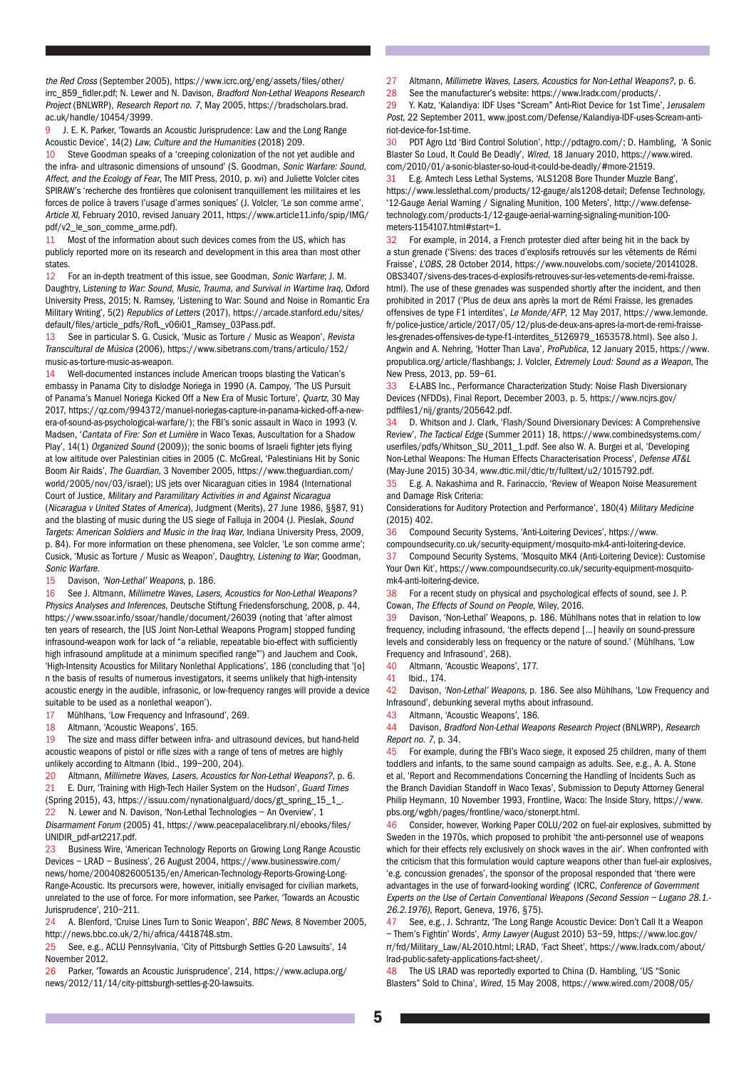*the Red Cross* (September 2005), https://www.icrc.org/eng/assets/files/other/irrc_859_fidler.pdf; N. Lewer and N. Davison, *Bradford Non-Lethal Weapons Research Project* (BNLWRP), *Research Report no. 7*, May 2005, https://bradscholars.brad.ac.uk/handle/10454/3999.

9 J. E. K. Parker, 'Towards an Acoustic Jurisprudence: Law and the Long Range Acoustic Device', 14(2) *Law, Culture and the Humanities* (2018) 209.

10 Steve Goodman speaks of a 'creeping colonization of the not yet audible and the infra- and ultrasonic dimensions of unsound' (S. Goodman, *Sonic Warfare: Sound, Affect, and the Ecology of Fear*, The MIT Press, 2010, p. xvi) and Juliette Volcler cites SPIRAW's 'recherche des frontières que colonisent tranquillement les militaires et les forces de police à travers l'usage d'armes soniques' (J. Volcler, 'Le son comme arme', *Article XI*, February 2010, revised January 2011, https://www.article11.info/spip/IMG/pdf/v2_le_son_comme_arme.pdf).

11 Most of the information about such devices comes from the US, which has publicly reported more on its research and development in this area than most other states.

12 For an in-depth treatment of this issue, see Goodman, *Sonic Warfare*; J. M. Daughtry, *Listening to War: Sound, Music, Trauma, and Survival in Wartime Iraq*, Oxford University Press, 2015; N. Ramsey, 'Listening to War: Sound and Noise in Romantic Era Military Writing', 5(2) *Republics of Letters* (2017), https://arcade.stanford.edu/sites/default/files/article_pdfs/RofL_v06i01_Ramsey_03Pass.pdf.

13 See in particular S. G. Cusick, 'Music as Torture / Music as Weapon', *Revista Transcultural de Música* (2006), https://www.sibetrans.com/trans/articulo/152/music-as-torture-music-as-weapon.

14 Well-documented instances include American troops blasting the Vatican's embassy in Panama City to dislodge Noriega in 1990 (A. Campoy, 'The US Pursuit of Panama's Manuel Noriega Kicked Off a New Era of Music Torture', *Quartz*, 30 May 2017, https://qz.com/994372/manuel-noriegas-capture-in-panama-kicked-off-a-new-era-of-sound-as-psychological-warfare/); the FBI's sonic assault in Waco in 1993 (V. Madsen, '*Cantata of Fire: Son et Lumière* in Waco Texas, Auscultation for a Shadow Play', 14(1) *Organized Sound* (2009)); the sonic booms of Israeli fighter jets flying at low altitude over Palestinian cities in 2005 (C. McGreal, 'Palestinians Hit by Sonic Boom Air Raids', *The Guardian*, 3 November 2005, https://www.theguardian.com/world/2005/nov/03/israel); US jets over Nicaraguan cities in 1984 (International Court of Justice, *Military and Paramilitary Activities in and Against Nicaragua* (*Nicaragua v United States of America*), Judgment (Merits), 27 June 1986, §§87, 91) and the blasting of music during the US siege of Falluja in 2004 (J. Pieslak, *Sound Targets: American Soldiers and Music in the Iraq War*, Indiana University Press, 2009, p. 84). For more information on these phenomena, see Volcler, 'Le son comme arme'; Cusick, 'Music as Torture / Music as Weapon', Daughtry, *Listening to War*; Goodman, *Sonic Warfare*.

15 Davison, *'Non-Lethal' Weapons*, p. 186.

16 See J. Altmann, *Millimetre Waves, Lasers, Acoustics for Non-Lethal Weapons? Physics Analyses and Inferences*, Deutsche Stiftung Friedensforschung, 2008, p. 44, https://www.ssoar.info/ssoar/handle/document/26039 (noting that 'after almost ten years of research, the [US Joint Non-Lethal Weapons Program] stopped funding infrasound-weapon work for lack of "a reliable, repeatable bio-effect with sufficiently high infrasound amplitude at a minimum specified range"') and Jauchem and Cook, 'High-Intensity Acoustics for Military Nonlethal Applications', 186 (concluding that '[o] n the basis of results of numerous investigators, it seems unlikely that high-intensity acoustic energy in the audible, infrasonic, or low-frequency ranges will provide a device suitable to be used as a nonlethal weapon').

17 Mühlhans, 'Low Frequency and Infrasound', 269.

18 Altmann, 'Acoustic Weapons', 165.

19 The size and mass differ between infra- and ultrasound devices, but hand-held acoustic weapons of pistol or rifle sizes with a range of tens of metres are highly unlikely according to Altmann (Ibid., 199–200, 204).

20 Altmann, *Millimetre Waves, Lasers, Acoustics for Non-Lethal Weapons?*, p. 6.

21 E. Durr, 'Training with High-Tech Hailer System on the Hudson', *Guard Times* (Spring 2015), 43, https://issuu.com/nynationalguard/docs/gt_spring_15_1_.

22 N. Lewer and N. Davison, 'Non-Lethal Technologies – An Overview', 1 *Disarmament Forum* (2005) 41, https://www.peacepalacelibrary.nl/ebooks/files/UNIDIR_pdf-art2217.pdf.

23 Business Wire, 'American Technology Reports on Growing Long Range Acoustic Devices – LRAD – Business', 26 August 2004, https://www.businesswire.com/news/home/20040826005135/en/American-Technology-Reports-Growing-Long-Range-Acoustic. Its precursors were, however, initially envisaged for civilian markets, unrelated to the use of force. For more information, see Parker, 'Towards an Acoustic Jurisprudence', 210–211.

24 A. Blenford, 'Cruise Liners Turn to Sonic Weapon', *BBC News*, 8 November 2005, http://news.bbc.co.uk/2/hi/africa/4418748.stm.

25 See, e.g., ACLU Pennsylvania, 'City of Pittsburgh Settles G-20 Lawsuits', 14 November 2012.

26 Parker, 'Towards an Acoustic Jurisprudence', 214, https://www.aclupa.org/news/2012/11/14/city-pittsburgh-settles-g-20-lawsuits.

27 Altmann, *Millimetre Waves, Lasers, Acoustics for Non-Lethal Weapons?*, p. 6.

28 See the manufacturer's website: https://www.lradx.com/products/.

29 Y. Katz, 'Kalandiya: IDF Uses "Scream" Anti-Riot Device for 1st Time', *Jerusalem Post*, 22 September 2011, www.jpost.com/Defense/Kalandiya-IDF-uses-Scream-anti-riot-device-for-1st-time.

30 PDT Agro Ltd 'Bird Control Solution', http://pdtagro.com/; D. Hambling, 'A Sonic Blaster So Loud, It Could Be Deadly', *Wired*, 18 January 2010, https://www.wired.com/2010/01/a-sonic-blaster-so-loud-it-could-be-deadly/#more-21519.

31 E.g. Amtech Less Lethal Systems, 'ALS1208 Bore Thunder Muzzle Bang', https://www.lesslethal.com/products/12-gauge/als1208-detail; Defense Technology, '12-Gauge Aerial Warning / Signaling Munition, 100 Meters', http://www.defense-technology.com/products-1/12-gauge-aerial-warning-signaling-munition-100-meters-1154107.html#start=1.

32 For example, in 2014, a French protester died after being hit in the back by a stun grenade ('Sivens: des traces d'explosifs retrouvés sur les vêtements de Rémi Fraisse', *L'OBS*, 28 October 2014, https://www.nouvelobs.com/societe/20141028.OBS3407/sivens-des-traces-d-explosifs-retrouves-sur-les-vetements-de-remi-fraisse.html). The use of these grenades was suspended shortly after the incident, and then prohibited in 2017 ('Plus de deux ans après la mort de Rémi Fraisse, les grenades offensives de type F1 interdites', *Le Monde/AFP*, 12 May 2017, https://www.lemonde.fr/police-justice/article/2017/05/12/plus-de-deux-ans-apres-la-mort-de-remi-fraisse-les-grenades-offensives-de-type-f1-interdites_5126979_1653578.html). See also J. Angwin and A. Nehring, 'Hotter Than Lava', *ProPublica*, 12 January 2015, https://www.propublica.org/article/flashbangs; J. Volcler, *Extremely Loud: Sound as a Weapon*, The New Press, 2013, pp. 59–61.

33 E-LABS Inc., Performance Characterization Study: Noise Flash Diversionary Devices (NFDDs), Final Report, December 2003, p. 5, https://www.ncjrs.gov/pdffiles1/nij/grants/205642.pdf.

34 D. Whitson and J. Clark, 'Flash/Sound Diversionary Devices: A Comprehensive Review', *The Tactical Edge* (Summer 2011) 18, https://www.combinedsystems.com/userfiles/pdfs/Whitson_SU_2011_1.pdf. See also W. A. Burgei et al, 'Developing Non-Lethal Weapons: The Human Effects Characterisation Process', *Defense AT&L* (May-June 2015) 30-34, www.dtic.mil/dtic/tr/fulltext/u2/1015792.pdf.

35 E.g. A. Nakashima and R. Farinaccio, 'Review of Weapon Noise Measurement and Damage Risk Criteria:
Considerations for Auditory Protection and Performance', 180(4) *Military Medicine* (2015) 402.

36 Compound Security Systems, 'Anti-Loitering Devices', https://www.compoundsecurity.co.uk/security-equipment/mosquito-mk4-anti-loitering-device.

37 Compound Security Systems, 'Mosquito MK4 (Anti-Loitering Device): Customise Your Own Kit', https://www.compoundsecurity.co.uk/security-equipment-mosquito-mk4-anti-loitering-device.

38 For a recent study on physical and psychological effects of sound, see J. P. Cowan, *The Effects of Sound on People*, Wiley, 2016.

39 Davison, 'Non-Lethal' Weapons, p. 186. Mühlhans notes that in relation to low frequency, including infrasound, 'the effects depend [...] heavily on sound-pressure levels and considerably less on frequency or the nature of sound.' (Mühlhans, 'Low Frequency and Infrasound', 268).

40 Altmann, 'Acoustic Weapons', 177.

41 Ibid., 174.

42 Davison, *'Non-Lethal' Weapons*, p. 186. See also Mühlhans, 'Low Frequency and Infrasound', debunking several myths about infrasound.

43 Altmann, 'Acoustic Weapons', 186.

44 Davison, *Bradford Non-Lethal Weapons Research Project* (BNLWRP), *Research Report no. 7*, p. 34.

45 For example, during the FBI's Waco siege, it exposed 25 children, many of them toddlers and infants, to the same sound campaign as adults. See, e.g., A. A. Stone et al, 'Report and Recommendations Concerning the Handling of Incidents Such as the Branch Davidian Standoff in Waco Texas', Submission to Deputy Attorney General Philip Heymann, 10 November 1993, Frontline, Waco: The Inside Story, https://www.pbs.org/wgbh/pages/frontline/waco/stonerpt.html.

46 Consider, however, Working Paper COLU/202 on fuel-air explosives, submitted by Sweden in the 1970s, which proposed to prohibit 'the anti-personnel use of weapons which for their effects rely exclusively on shock waves in the air'. When confronted with the criticism that this formulation would capture weapons other than fuel-air explosives, 'e.g. concussion grenades', the sponsor of the proposal responded that 'there were advantages in the use of forward-looking wording' (ICRC, *Conference of Government Experts on the Use of Certain Conventional Weapons (Second Session – Lugano 28.1.-26.2.1976)*, Report, Geneva, 1976, §75).

47 See, e.g., J. Schrantz, 'The Long Range Acoustic Device: Don't Call It a Weapon – Them's Fightin' Words', *Army Lawyer* (August 2010) 53–59, https://www.loc.gov/rr/frd/Military_Law/AL-2010.html; LRAD, 'Fact Sheet', https://www.lradx.com/about/lrad-public-safety-applications-fact-sheet/.

48 The US LRAD was reportedly exported to China (D. Hambling, 'US "Sonic Blasters" Sold to China', *Wired*, 15 May 2008, https://www.wired.com/2008/05/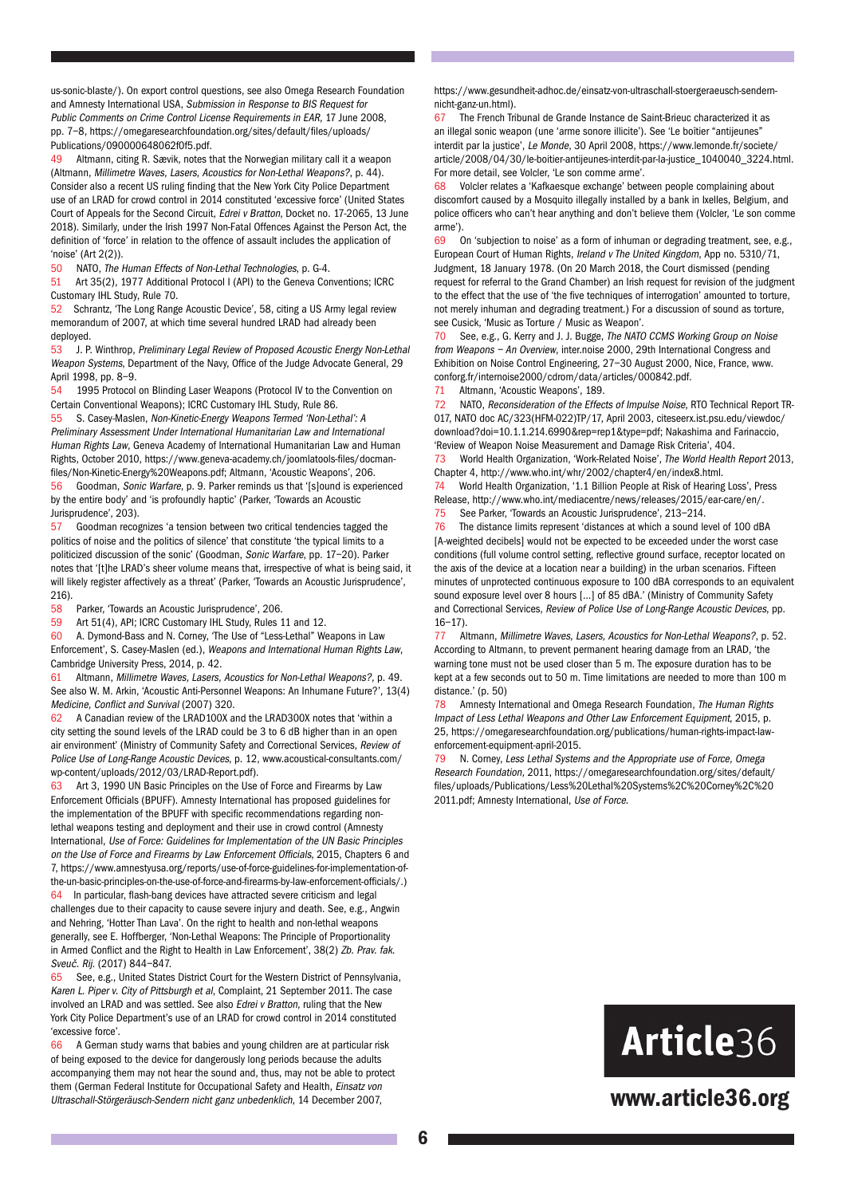us-sonic-blaste/). On export control questions, see also Omega Research Foundation and Amnesty International USA, *Submission in Response to BIS Request for Public Comments on Crime Control License Requirements in EAR*, 17 June 2008, pp. 7–8, https://omegaresearchfoundation.org/sites/default/files/uploads/Publications/090000648062f0f5.pdf.

49 Altmann, citing R. Sævik, notes that the Norwegian military call it a weapon (Altmann, *Millimetre Waves, Lasers, Acoustics for Non-Lethal Weapons?*, p. 44). Consider also a recent US ruling finding that the New York City Police Department use of an LRAD for crowd control in 2014 constituted 'excessive force' (United States Court of Appeals for the Second Circuit, *Edrei v Bratton*, Docket no. 17-2065, 13 June 2018). Similarly, under the Irish 1997 Non-Fatal Offences Against the Person Act, the definition of 'force' in relation to the offence of assault includes the application of 'noise' (Art 2(2)).

50 NATO, *The Human Effects of Non-Lethal Technologies*, p. G-4.

51 Art 35(2), 1977 Additional Protocol I (API) to the Geneva Conventions; ICRC Customary IHL Study, Rule 70.

52 Schrantz, 'The Long Range Acoustic Device', 58, citing a US Army legal review memorandum of 2007, at which time several hundred LRAD had already been deployed.

53 J. P. Winthrop, *Preliminary Legal Review of Proposed Acoustic Energy Non-Lethal Weapon Systems*, Department of the Navy, Office of the Judge Advocate General, 29 April 1998, pp. 8–9.

54 1995 Protocol on Blinding Laser Weapons (Protocol IV to the Convention on Certain Conventional Weapons); ICRC Customary IHL Study, Rule 86.

55 S. Casey-Maslen, *Non-Kinetic-Energy Weapons Termed 'Non-Lethal': A Preliminary Assessment Under International Humanitarian Law and International Human Rights Law*, Geneva Academy of International Humanitarian Law and Human Rights, October 2010, https://www.geneva-academy.ch/joomlatools-files/docman-files/Non-Kinetic-Energy%20Weapons.pdf; Altmann, 'Acoustic Weapons', 206.

56 Goodman, *Sonic Warfare*, p. 9. Parker reminds us that '[s]ound is experienced by the entire body' and 'is profoundly haptic' (Parker, 'Towards an Acoustic Jurisprudence', 203).

57 Goodman recognizes 'a tension between two critical tendencies tagged the politics of noise and the politics of silence' that constitute 'the typical limits to a politicized discussion of the sonic' (Goodman, *Sonic Warfare*, pp. 17–20). Parker notes that '[t]he LRAD's sheer volume means that, irrespective of what is being said, it will likely register affectively as a threat' (Parker, 'Towards an Acoustic Jurisprudence', 216).

58 Parker, 'Towards an Acoustic Jurisprudence', 206.

59 Art 51(4), API; ICRC Customary IHL Study, Rules 11 and 12.

60 A. Dymond-Bass and N. Corney, 'The Use of "Less-Lethal" Weapons in Law Enforcement', S. Casey-Maslen (ed.), *Weapons and International Human Rights Law*, Cambridge University Press, 2014, p. 42.

61 Altmann, *Millimetre Waves, Lasers, Acoustics for Non-Lethal Weapons?*, p. 49. See also W. M. Arkin, 'Acoustic Anti-Personnel Weapons: An Inhumane Future?', 13(4) *Medicine, Conflict and Survival* (2007) 320.

62 A Canadian review of the LRAD100X and the LRAD300X notes that 'within a city setting the sound levels of the LRAD could be 3 to 6 dB higher than in an open air environment' (Ministry of Community Safety and Correctional Services, *Review of Police Use of Long-Range Acoustic Devices*, p. 12, www.acoustical-consultants.com/wp-content/uploads/2012/03/LRAD-Report.pdf).

63 Art 3, 1990 UN Basic Principles on the Use of Force and Firearms by Law Enforcement Officials (BPUFF). Amnesty International has proposed guidelines for the implementation of the BPUFF with specific recommendations regarding non-lethal weapons testing and deployment and their use in crowd control (Amnesty International, *Use of Force: Guidelines for Implementation of the UN Basic Principles on the Use of Force and Firearms by Law Enforcement Officials*, 2015, Chapters 6 and 7, https://www.amnestyusa.org/reports/use-of-force-guidelines-for-implementation-of-the-un-basic-principles-on-the-use-of-force-and-firearms-by-law-enforcement-officials/.)

64 In particular, flash-bang devices have attracted severe criticism and legal challenges due to their capacity to cause severe injury and death. See, e.g., Angwin and Nehring, 'Hotter Than Lava'. On the right to health and non-lethal weapons generally, see E. Hoffberger, 'Non-Lethal Weapons: The Principle of Proportionality in Armed Conflict and the Right to Health in Law Enforcement', 38(2) *Zb. Prav. fak. Sveuč. Rij.* (2017) 844–847.

65 See, e.g., United States District Court for the Western District of Pennsylvania, *Karen L. Piper v. City of Pittsburgh et al*, Complaint, 21 September 2011. The case involved an LRAD and was settled. See also *Edrei v Bratton*, ruling that the New York City Police Department's use of an LRAD for crowd control in 2014 constituted 'excessive force'.

66 A German study warns that babies and young children are at particular risk of being exposed to the device for dangerously long periods because the adults accompanying them may not hear the sound and, thus, may not be able to protect them (German Federal Institute for Occupational Safety and Health, *Einsatz von Ultraschall-Störgeräusch-Sendern nicht ganz unbedenklich*, 14 December 2007, https://www.gesundheit-adhoc.de/einsatz-von-ultraschall-stoergeraeusch-sendern-nicht-ganz-un.html).

67 The French Tribunal de Grande Instance de Saint-Brieuc characterized it as an illegal sonic weapon (une 'arme sonore illicite'). See 'Le boîtier "antijeunes" interdit par la justice', *Le Monde*, 30 April 2008, https://www.lemonde.fr/societe/article/2008/04/30/le-boitier-antijeunes-interdit-par-la-justice_1040040_3224.html. For more detail, see Volcler, 'Le son comme arme'.

68 Volcler relates a 'Kafkaesque exchange' between people complaining about discomfort caused by a Mosquito illegally installed by a bank in Ixelles, Belgium, and police officers who can't hear anything and don't believe them (Volcler, 'Le son comme arme').

69 On 'subjection to noise' as a form of inhuman or degrading treatment, see, e.g., European Court of Human Rights, *Ireland v The United Kingdom*, App no. 5310/71, Judgment, 18 January 1978. (On 20 March 2018, the Court dismissed (pending request for referral to the Grand Chamber) an Irish request for revision of the judgment to the effect that the use of 'the five techniques of interrogation' amounted to torture, not merely inhuman and degrading treatment.) For a discussion of sound as torture, see Cusick, 'Music as Torture / Music as Weapon'.

70 See, e.g., G. Kerry and J. J. Bugge, *The NATO CCMS Working Group on Noise from Weapons – An Overview*, inter.noise 2000, 29th International Congress and Exhibition on Noise Control Engineering, 27–30 August 2000, Nice, France, www.conforg.fr/internoise2000/cdrom/data/articles/000842.pdf.

71 Altmann, 'Acoustic Weapons', 189.

72 NATO, *Reconsideration of the Effects of Impulse Noise*, RTO Technical Report TR-017, NATO doc AC/323(HFM-022)TP/17, April 2003, citeseerx.ist.psu.edu/viewdoc/download?doi=10.1.1.214.6990&rep=rep1&type=pdf; Nakashima and Farinaccio, 'Review of Weapon Noise Measurement and Damage Risk Criteria', 404.

73 World Health Organization, 'Work-Related Noise', *The World Health Report* 2013, Chapter 4, http://www.who.int/whr/2002/chapter4/en/index8.html.

74 World Health Organization, '1.1 Billion People at Risk of Hearing Loss', Press Release, http://www.who.int/mediacentre/news/releases/2015/ear-care/en/.

75 See Parker, 'Towards an Acoustic Jurisprudence', 213–214.

76 The distance limits represent 'distances at which a sound level of 100 dBA [A-weighted decibels] would not be expected to be exceeded under the worst case conditions (full volume control setting, reflective ground surface, receptor located on the axis of the device at a location near a building) in the urban scenarios. Fifteen minutes of unprotected continuous exposure to 100 dBA corresponds to an equivalent sound exposure level over 8 hours [...] of 85 dBA.' (Ministry of Community Safety and Correctional Services, *Review of Police Use of Long-Range Acoustic Devices*, pp. 16–17).

77 Altmann, *Millimetre Waves, Lasers, Acoustics for Non-Lethal Weapons?*, p. 52. According to Altmann, to prevent permanent hearing damage from an LRAD, 'the warning tone must not be used closer than 5 m. The exposure duration has to be kept at a few seconds out to 50 m. Time limitations are needed to more than 100 m distance.' (p. 50)

78 Amnesty International and Omega Research Foundation, *The Human Rights Impact of Less Lethal Weapons and Other Law Enforcement Equipment*, 2015, p. 25, https://omegaresearchfoundation.org/publications/human-rights-impact-law-enforcement-equipment-april-2015.

79 N. Corney, *Less Lethal Systems and the Appropriate use of Force, Omega Research Foundation*, 2011, https://omegaresearchfoundation.org/sites/default/files/uploads/Publications/Less%20Lethal%20Systems%2C%20Corney%2C%202011.pdf; Amnesty International, *Use of Force*.

**Article**36

**www.article36.org**